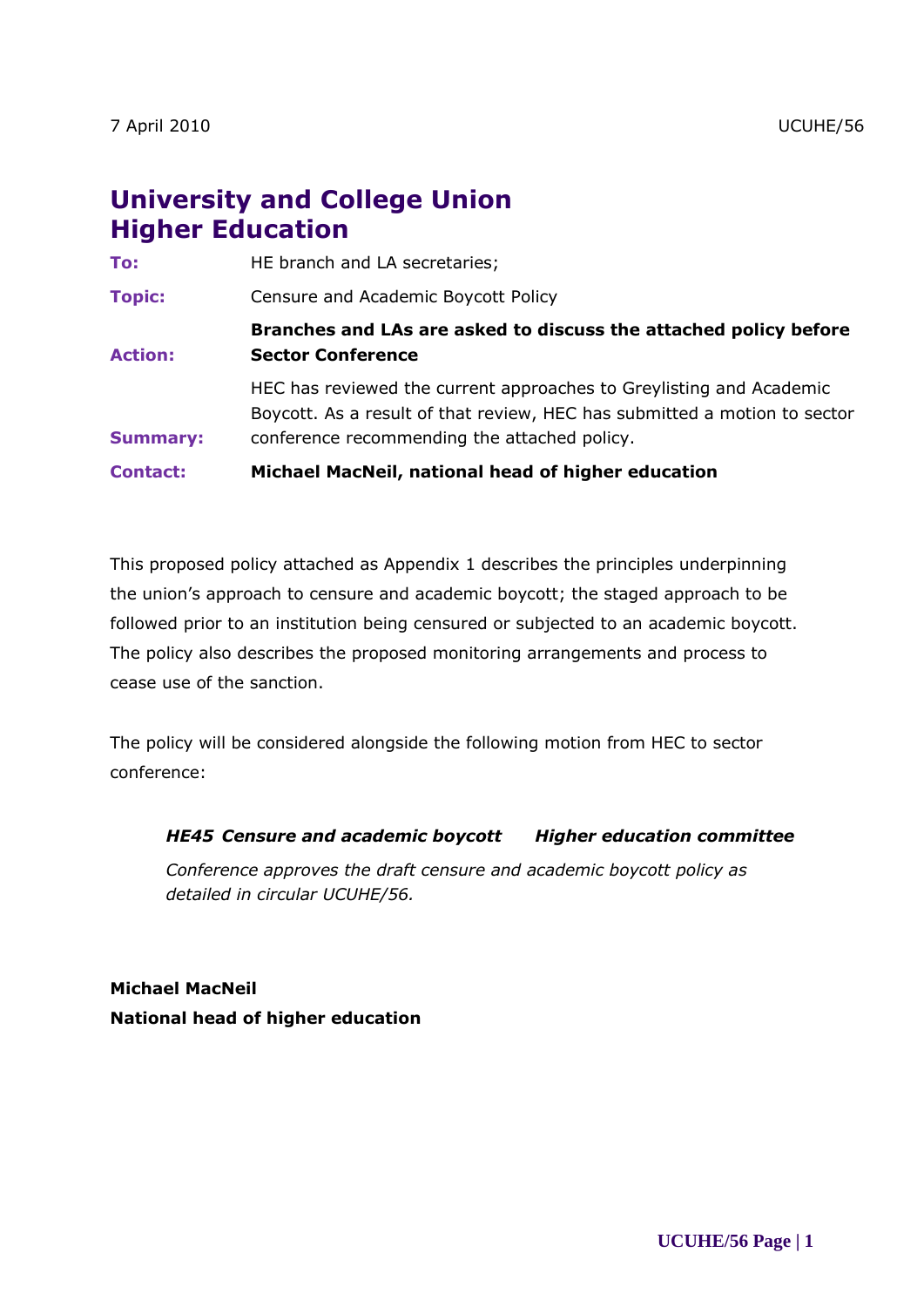7 April 2010 UCUHE/56

# University and College Union
# Higher Education

| | |
|---|---|
| **To:** | HE branch and LA secretaries; |
| **Topic:** | Censure and Academic Boycott Policy |
| **Action:** | **Branches and LAs are asked to discuss the attached policy before Sector Conference** |
| **Summary:** | HEC has reviewed the current approaches to Greylisting and Academic Boycott. As a result of that review, HEC has submitted a motion to sector conference recommending the attached policy. |
| **Contact:** | **Michael MacNeil, national head of higher education** |

This proposed policy attached as Appendix 1 describes the principles underpinning the union's approach to censure and academic boycott; the staged approach to be followed prior to an institution being censured or subjected to an academic boycott. The policy also describes the proposed monitoring arrangements and process to cease use of the sanction.

The policy will be considered alongside the following motion from HEC to sector conference:

> ***HE45 Censure and academic boycott*** ***Higher education committee***
>
> *Conference approves the draft censure and academic boycott policy as detailed in circular UCUHE/56.*

**Michael MacNeil**
**National head of higher education**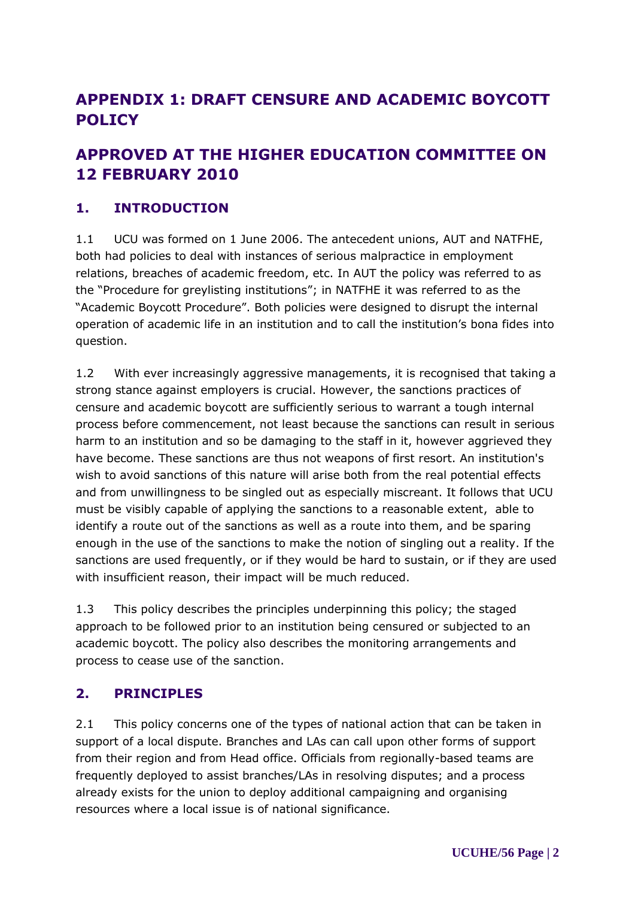# APPENDIX 1: DRAFT CENSURE AND ACADEMIC BOYCOTT POLICY

# APPROVED AT THE HIGHER EDUCATION COMMITTEE ON 12 FEBRUARY 2010

## 1. INTRODUCTION

1.1 UCU was formed on 1 June 2006. The antecedent unions, AUT and NATFHE, both had policies to deal with instances of serious malpractice in employment relations, breaches of academic freedom, etc. In AUT the policy was referred to as the "Procedure for greylisting institutions"; in NATFHE it was referred to as the "Academic Boycott Procedure". Both policies were designed to disrupt the internal operation of academic life in an institution and to call the institution's bona fides into question.

1.2 With ever increasingly aggressive managements, it is recognised that taking a strong stance against employers is crucial. However, the sanctions practices of censure and academic boycott are sufficiently serious to warrant a tough internal process before commencement, not least because the sanctions can result in serious harm to an institution and so be damaging to the staff in it, however aggrieved they have become. These sanctions are thus not weapons of first resort. An institution's wish to avoid sanctions of this nature will arise both from the real potential effects and from unwillingness to be singled out as especially miscreant. It follows that UCU must be visibly capable of applying the sanctions to a reasonable extent, able to identify a route out of the sanctions as well as a route into them, and be sparing enough in the use of the sanctions to make the notion of singling out a reality. If the sanctions are used frequently, or if they would be hard to sustain, or if they are used with insufficient reason, their impact will be much reduced.

1.3 This policy describes the principles underpinning this policy; the staged approach to be followed prior to an institution being censured or subjected to an academic boycott. The policy also describes the monitoring arrangements and process to cease use of the sanction.

## 2. PRINCIPLES

2.1 This policy concerns one of the types of national action that can be taken in support of a local dispute. Branches and LAs can call upon other forms of support from their region and from Head office. Officials from regionally-based teams are frequently deployed to assist branches/LAs in resolving disputes; and a process already exists for the union to deploy additional campaigning and organising resources where a local issue is of national significance.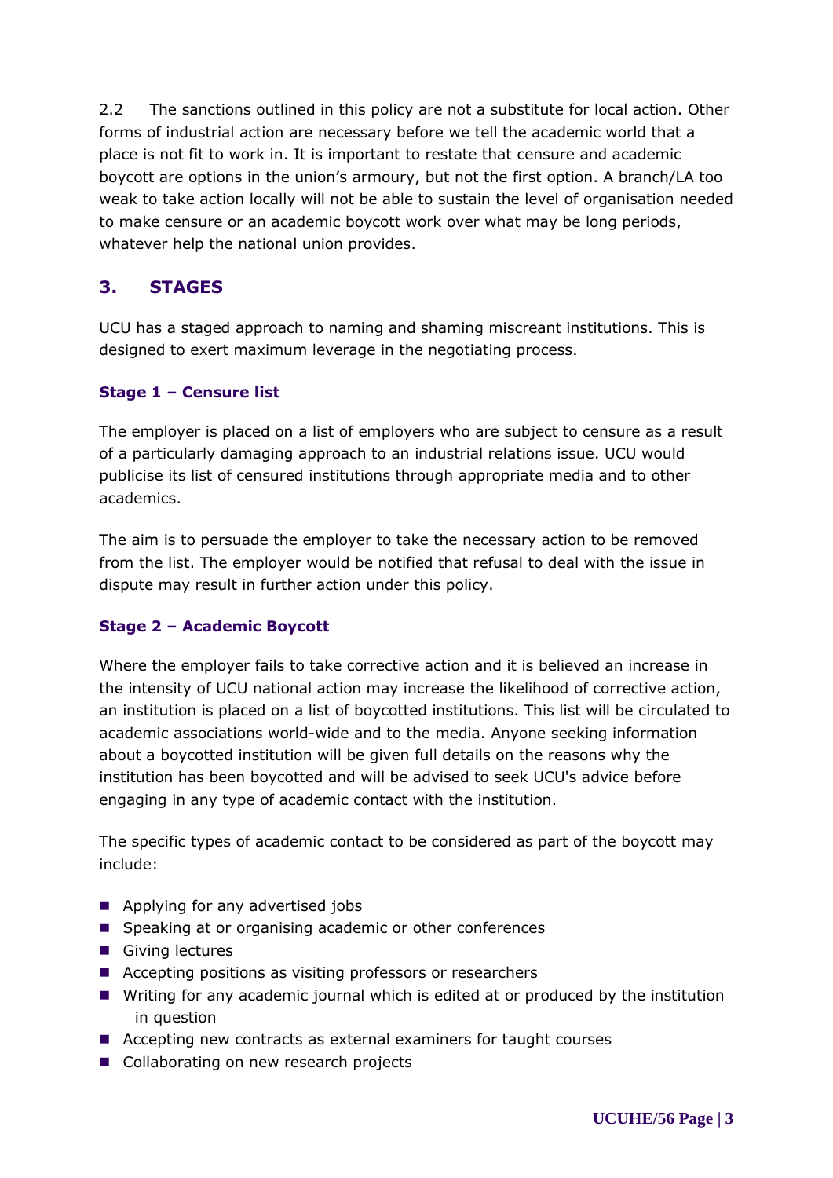2.2 The sanctions outlined in this policy are not a substitute for local action. Other forms of industrial action are necessary before we tell the academic world that a place is not fit to work in. It is important to restate that censure and academic boycott are options in the union's armoury, but not the first option. A branch/LA too weak to take action locally will not be able to sustain the level of organisation needed to make censure or an academic boycott work over what may be long periods, whatever help the national union provides.

## 3. STAGES

UCU has a staged approach to naming and shaming miscreant institutions. This is designed to exert maximum leverage in the negotiating process.

### Stage 1 – Censure list

The employer is placed on a list of employers who are subject to censure as a result of a particularly damaging approach to an industrial relations issue. UCU would publicise its list of censured institutions through appropriate media and to other academics.

The aim is to persuade the employer to take the necessary action to be removed from the list. The employer would be notified that refusal to deal with the issue in dispute may result in further action under this policy.

### Stage 2 – Academic Boycott

Where the employer fails to take corrective action and it is believed an increase in the intensity of UCU national action may increase the likelihood of corrective action, an institution is placed on a list of boycotted institutions. This list will be circulated to academic associations world-wide and to the media. Anyone seeking information about a boycotted institution will be given full details on the reasons why the institution has been boycotted and will be advised to seek UCU's advice before engaging in any type of academic contact with the institution.

The specific types of academic contact to be considered as part of the boycott may include:

- Applying for any advertised jobs
- Speaking at or organising academic or other conferences
- Giving lectures
- Accepting positions as visiting professors or researchers
- Writing for any academic journal which is edited at or produced by the institution in question
- Accepting new contracts as external examiners for taught courses
- Collaborating on new research projects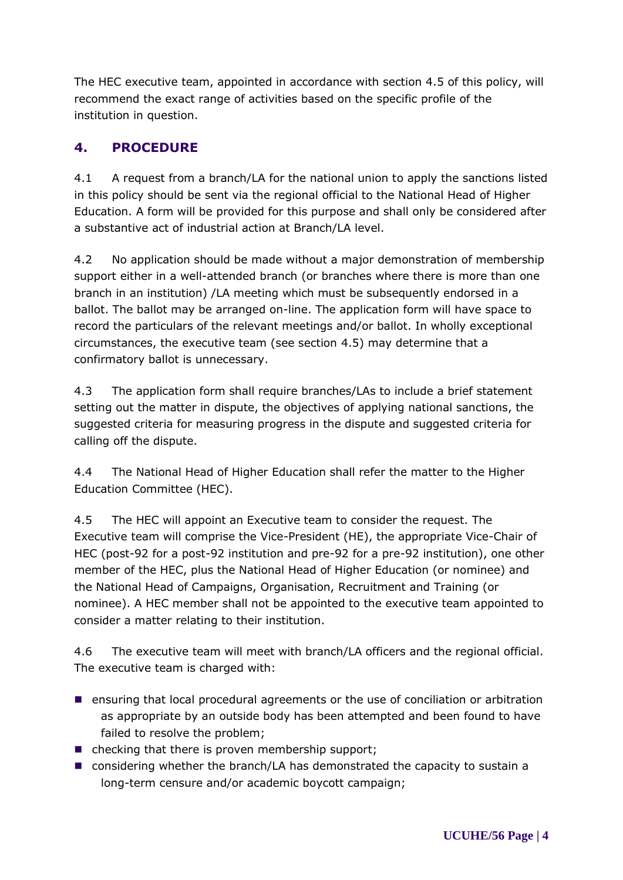The HEC executive team, appointed in accordance with section 4.5 of this policy, will recommend the exact range of activities based on the specific profile of the institution in question.

## 4. PROCEDURE

4.1 A request from a branch/LA for the national union to apply the sanctions listed in this policy should be sent via the regional official to the National Head of Higher Education. A form will be provided for this purpose and shall only be considered after a substantive act of industrial action at Branch/LA level.

4.2 No application should be made without a major demonstration of membership support either in a well-attended branch (or branches where there is more than one branch in an institution) /LA meeting which must be subsequently endorsed in a ballot. The ballot may be arranged on-line. The application form will have space to record the particulars of the relevant meetings and/or ballot. In wholly exceptional circumstances, the executive team (see section 4.5) may determine that a confirmatory ballot is unnecessary.

4.3 The application form shall require branches/LAs to include a brief statement setting out the matter in dispute, the objectives of applying national sanctions, the suggested criteria for measuring progress in the dispute and suggested criteria for calling off the dispute.

4.4 The National Head of Higher Education shall refer the matter to the Higher Education Committee (HEC).

4.5 The HEC will appoint an Executive team to consider the request. The Executive team will comprise the Vice-President (HE), the appropriate Vice-Chair of HEC (post-92 for a post-92 institution and pre-92 for a pre-92 institution), one other member of the HEC, plus the National Head of Higher Education (or nominee) and the National Head of Campaigns, Organisation, Recruitment and Training (or nominee). A HEC member shall not be appointed to the executive team appointed to consider a matter relating to their institution.

4.6 The executive team will meet with branch/LA officers and the regional official. The executive team is charged with:

- ensuring that local procedural agreements or the use of conciliation or arbitration as appropriate by an outside body has been attempted and been found to have failed to resolve the problem;
- checking that there is proven membership support;
- considering whether the branch/LA has demonstrated the capacity to sustain a long-term censure and/or academic boycott campaign;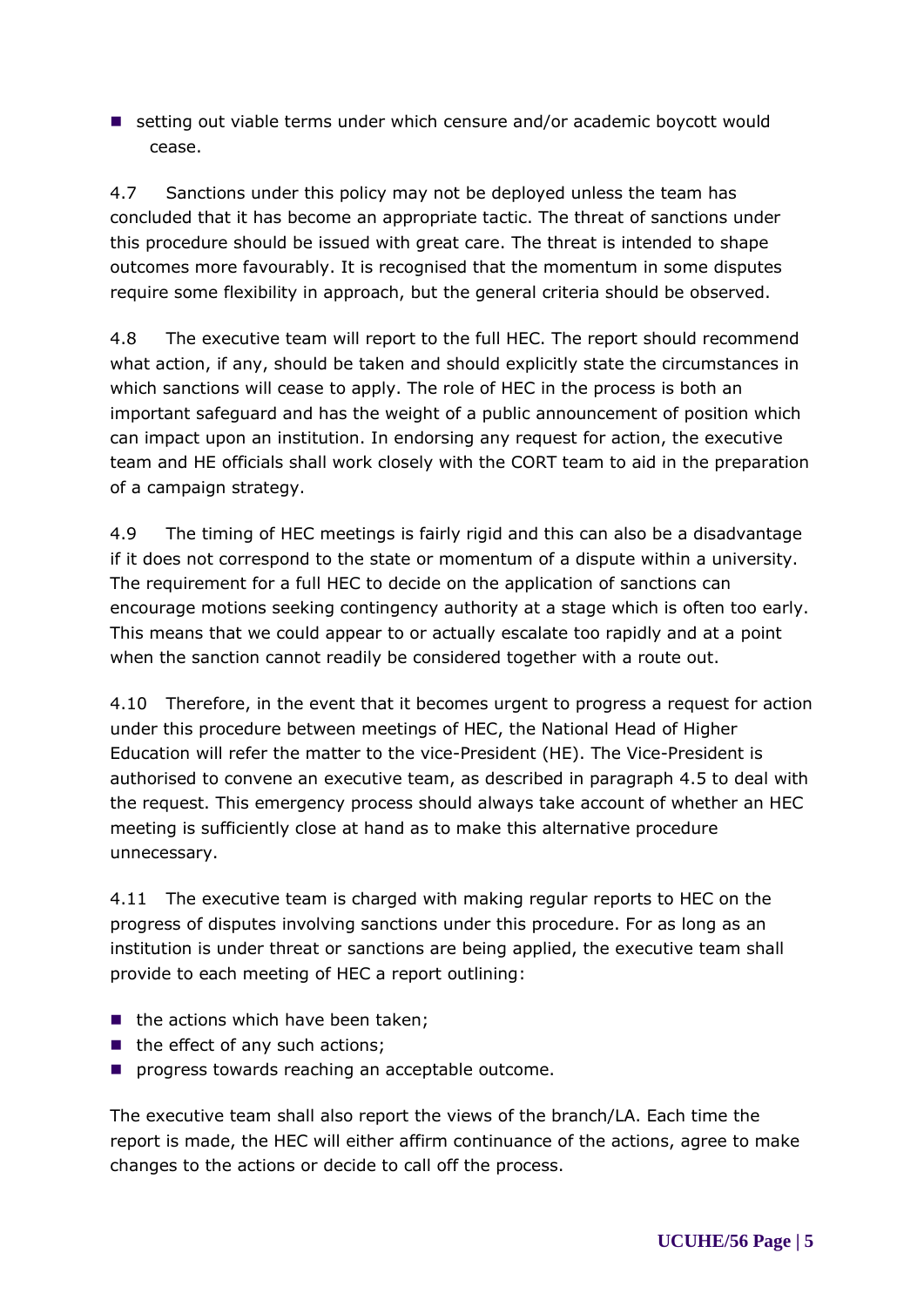- setting out viable terms under which censure and/or academic boycott would cease.

4.7 Sanctions under this policy may not be deployed unless the team has concluded that it has become an appropriate tactic. The threat of sanctions under this procedure should be issued with great care. The threat is intended to shape outcomes more favourably. It is recognised that the momentum in some disputes require some flexibility in approach, but the general criteria should be observed.

4.8 The executive team will report to the full HEC. The report should recommend what action, if any, should be taken and should explicitly state the circumstances in which sanctions will cease to apply. The role of HEC in the process is both an important safeguard and has the weight of a public announcement of position which can impact upon an institution. In endorsing any request for action, the executive team and HE officials shall work closely with the CORT team to aid in the preparation of a campaign strategy.

4.9 The timing of HEC meetings is fairly rigid and this can also be a disadvantage if it does not correspond to the state or momentum of a dispute within a university. The requirement for a full HEC to decide on the application of sanctions can encourage motions seeking contingency authority at a stage which is often too early. This means that we could appear to or actually escalate too rapidly and at a point when the sanction cannot readily be considered together with a route out.

4.10 Therefore, in the event that it becomes urgent to progress a request for action under this procedure between meetings of HEC, the National Head of Higher Education will refer the matter to the vice-President (HE). The Vice-President is authorised to convene an executive team, as described in paragraph 4.5 to deal with the request. This emergency process should always take account of whether an HEC meeting is sufficiently close at hand as to make this alternative procedure unnecessary.

4.11 The executive team is charged with making regular reports to HEC on the progress of disputes involving sanctions under this procedure. For as long as an institution is under threat or sanctions are being applied, the executive team shall provide to each meeting of HEC a report outlining:

- the actions which have been taken;
- the effect of any such actions;
- progress towards reaching an acceptable outcome.

The executive team shall also report the views of the branch/LA. Each time the report is made, the HEC will either affirm continuance of the actions, agree to make changes to the actions or decide to call off the process.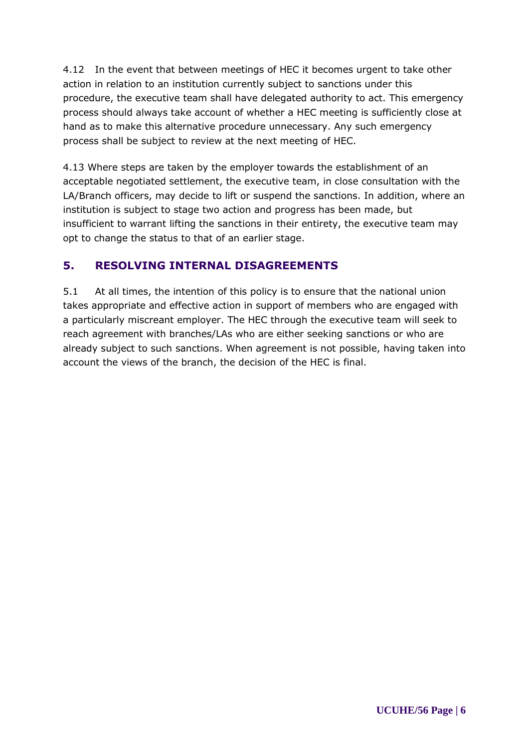4.12 In the event that between meetings of HEC it becomes urgent to take other action in relation to an institution currently subject to sanctions under this procedure, the executive team shall have delegated authority to act. This emergency process should always take account of whether a HEC meeting is sufficiently close at hand as to make this alternative procedure unnecessary. Any such emergency process shall be subject to review at the next meeting of HEC.

4.13 Where steps are taken by the employer towards the establishment of an acceptable negotiated settlement, the executive team, in close consultation with the LA/Branch officers, may decide to lift or suspend the sanctions. In addition, where an institution is subject to stage two action and progress has been made, but insufficient to warrant lifting the sanctions in their entirety, the executive team may opt to change the status to that of an earlier stage.

## 5. RESOLVING INTERNAL DISAGREEMENTS

5.1 At all times, the intention of this policy is to ensure that the national union takes appropriate and effective action in support of members who are engaged with a particularly miscreant employer. The HEC through the executive team will seek to reach agreement with branches/LAs who are either seeking sanctions or who are already subject to such sanctions. When agreement is not possible, having taken into account the views of the branch, the decision of the HEC is final.